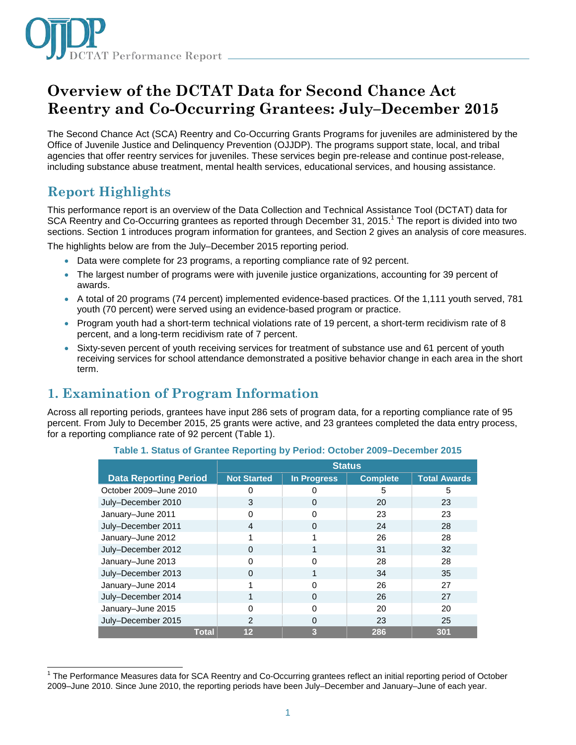# Overview of the DCTAT Data for Second Chance Act Reentry and Co-Occurring Grantees: July–December 2015

The Second Chance Act (SCA) Reentry and Co-Occurring Grants Programs for juveniles are administered by the Office of Juvenile Justice and Delinquency Prevention (OJJDP). The programs support state, local, and tribal agencies that offer reentry services for juveniles. These services begin pre-release and continue post-release, including substance abuse treatment, mental health services, educational services, and housing assistance.

## Report Highlights

This performance report is an overview of the Data Collection and Technical Assistance Tool (DCTAT) data for SCA Reentry and Co-Occurring grantees as reported through December 31, 2015.[1] The report is divided into two sections. Section 1 introduces program information for grantees, and Section 2 gives an analysis of core measures.

The highlights below are from the July–December 2015 reporting period.

- Data were complete for 23 programs, a reporting compliance rate of 92 percent.
- The largest number of programs were with juvenile justice organizations, accounting for 39 percent of awards.
- A total of 20 programs (74 percent) implemented evidence-based practices. Of the 1,111 youth served, 781 youth (70 percent) were served using an evidence-based program or practice.
- Program youth had a short-term technical violations rate of 19 percent, a short-term recidivism rate of 8 percent, and a long-term recidivism rate of 7 percent.
- Sixty-seven percent of youth receiving services for treatment of substance use and 61 percent of youth receiving services for school attendance demonstrated a positive behavior change in each area in the short term.

## 1. Examination of Program Information

Across all reporting periods, grantees have input 286 sets of program data, for a reporting compliance rate of 95 percent. From July to December 2015, 25 grants were active, and 23 grantees completed the data entry process, for a reporting compliance rate of 92 percent (Table 1).

**Table 1. Status of Grantee Reporting by Period: October 2009–December 2015**

| Data Reporting Period | Status | | | |
|---|---|---|---|---|
| | Not Started | In Progress | Complete | Total Awards |
| October 2009–June 2010 | 0 | 0 | 5 | 5 |
| July–December 2010 | 3 | 0 | 20 | 23 |
| January–June 2011 | 0 | 0 | 23 | 23 |
| July–December 2011 | 4 | 0 | 24 | 28 |
| January–June 2012 | 1 | 1 | 26 | 28 |
| July–December 2012 | 0 | 1 | 31 | 32 |
| January–June 2013 | 0 | 0 | 28 | 28 |
| July–December 2013 | 0 | 1 | 34 | 35 |
| January–June 2014 | 1 | 0 | 26 | 27 |
| July–December 2014 | 1 | 0 | 26 | 27 |
| January–June 2015 | 0 | 0 | 20 | 20 |
| July–December 2015 | 2 | 0 | 23 | 25 |
| **Total** | **12** | **3** | **286** | **301** |

[1] The Performance Measures data for SCA Reentry and Co-Occurring grantees reflect an initial reporting period of October 2009–June 2010. Since June 2010, the reporting periods have been July–December and January–June of each year.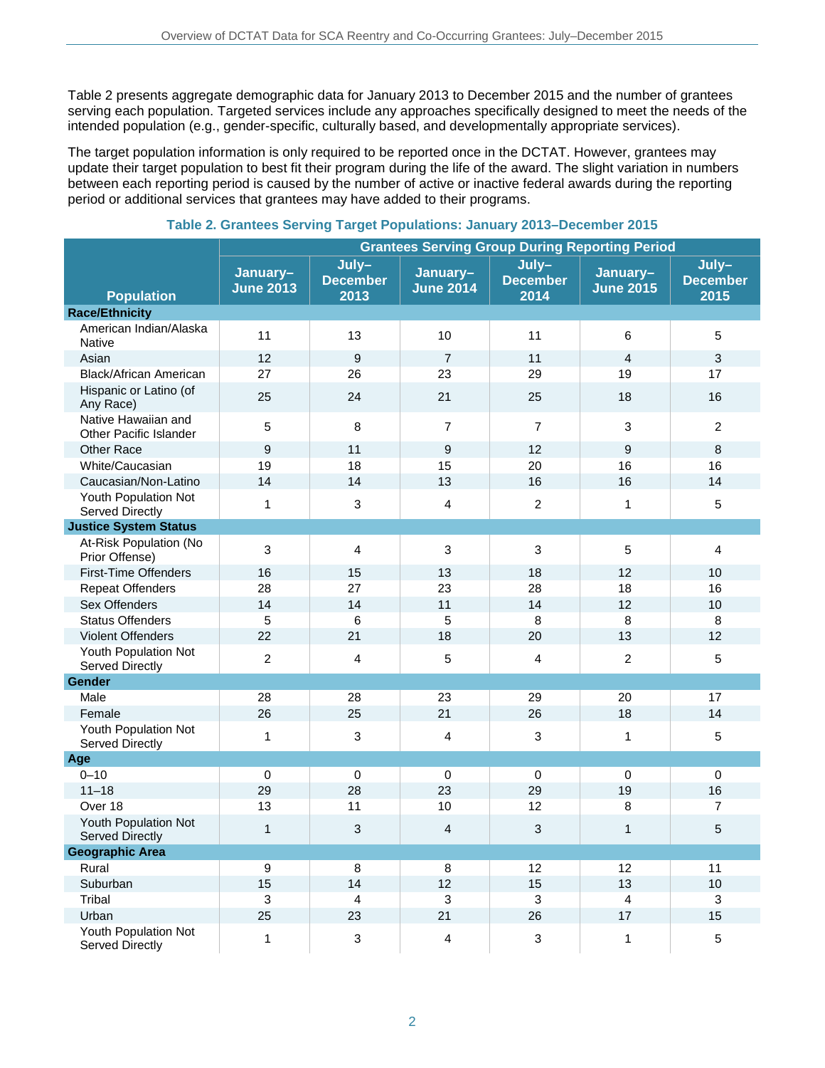Table 2 presents aggregate demographic data for January 2013 to December 2015 and the number of grantees serving each population. Targeted services include any approaches specifically designed to meet the needs of the intended population (e.g., gender-specific, culturally based, and developmentally appropriate services).

The target population information is only required to be reported once in the DCTAT. However, grantees may update their target population to best fit their program during the life of the award. The slight variation in numbers between each reporting period is caused by the number of active or inactive federal awards during the reporting period or additional services that grantees may have added to their programs.

**Table 2. Grantees Serving Target Populations: January 2013–December 2015**

| Population | Grantees Serving Group During Reporting Period | | | | | |
|---|---|---|---|---|---|---|
| | January–June 2013 | July–December 2013 | January–June 2014 | July–December 2014 | January–June 2015 | July–December 2015 |
| **Race/Ethnicity** | | | | | | |
| American Indian/Alaska Native | 11 | 13 | 10 | 11 | 6 | 5 |
| Asian | 12 | 9 | 7 | 11 | 4 | 3 |
| Black/African American | 27 | 26 | 23 | 29 | 19 | 17 |
| Hispanic or Latino (of Any Race) | 25 | 24 | 21 | 25 | 18 | 16 |
| Native Hawaiian and Other Pacific Islander | 5 | 8 | 7 | 7 | 3 | 2 |
| Other Race | 9 | 11 | 9 | 12 | 9 | 8 |
| White/Caucasian | 19 | 18 | 15 | 20 | 16 | 16 |
| Caucasian/Non-Latino | 14 | 14 | 13 | 16 | 16 | 14 |
| Youth Population Not Served Directly | 1 | 3 | 4 | 2 | 1 | 5 |
| **Justice System Status** | | | | | | |
| At-Risk Population (No Prior Offense) | 3 | 4 | 3 | 3 | 5 | 4 |
| First-Time Offenders | 16 | 15 | 13 | 18 | 12 | 10 |
| Repeat Offenders | 28 | 27 | 23 | 28 | 18 | 16 |
| Sex Offenders | 14 | 14 | 11 | 14 | 12 | 10 |
| Status Offenders | 5 | 6 | 5 | 8 | 8 | 8 |
| Violent Offenders | 22 | 21 | 18 | 20 | 13 | 12 |
| Youth Population Not Served Directly | 2 | 4 | 5 | 4 | 2 | 5 |
| **Gender** | | | | | | |
| Male | 28 | 28 | 23 | 29 | 20 | 17 |
| Female | 26 | 25 | 21 | 26 | 18 | 14 |
| Youth Population Not Served Directly | 1 | 3 | 4 | 3 | 1 | 5 |
| **Age** | | | | | | |
| 0–10 | 0 | 0 | 0 | 0 | 0 | 0 |
| 11–18 | 29 | 28 | 23 | 29 | 19 | 16 |
| Over 18 | 13 | 11 | 10 | 12 | 8 | 7 |
| Youth Population Not Served Directly | 1 | 3 | 4 | 3 | 1 | 5 |
| **Geographic Area** | | | | | | |
| Rural | 9 | 8 | 8 | 12 | 12 | 11 |
| Suburban | 15 | 14 | 12 | 15 | 13 | 10 |
| Tribal | 3 | 4 | 3 | 3 | 4 | 3 |
| Urban | 25 | 23 | 21 | 26 | 17 | 15 |
| Youth Population Not Served Directly | 1 | 3 | 4 | 3 | 1 | 5 |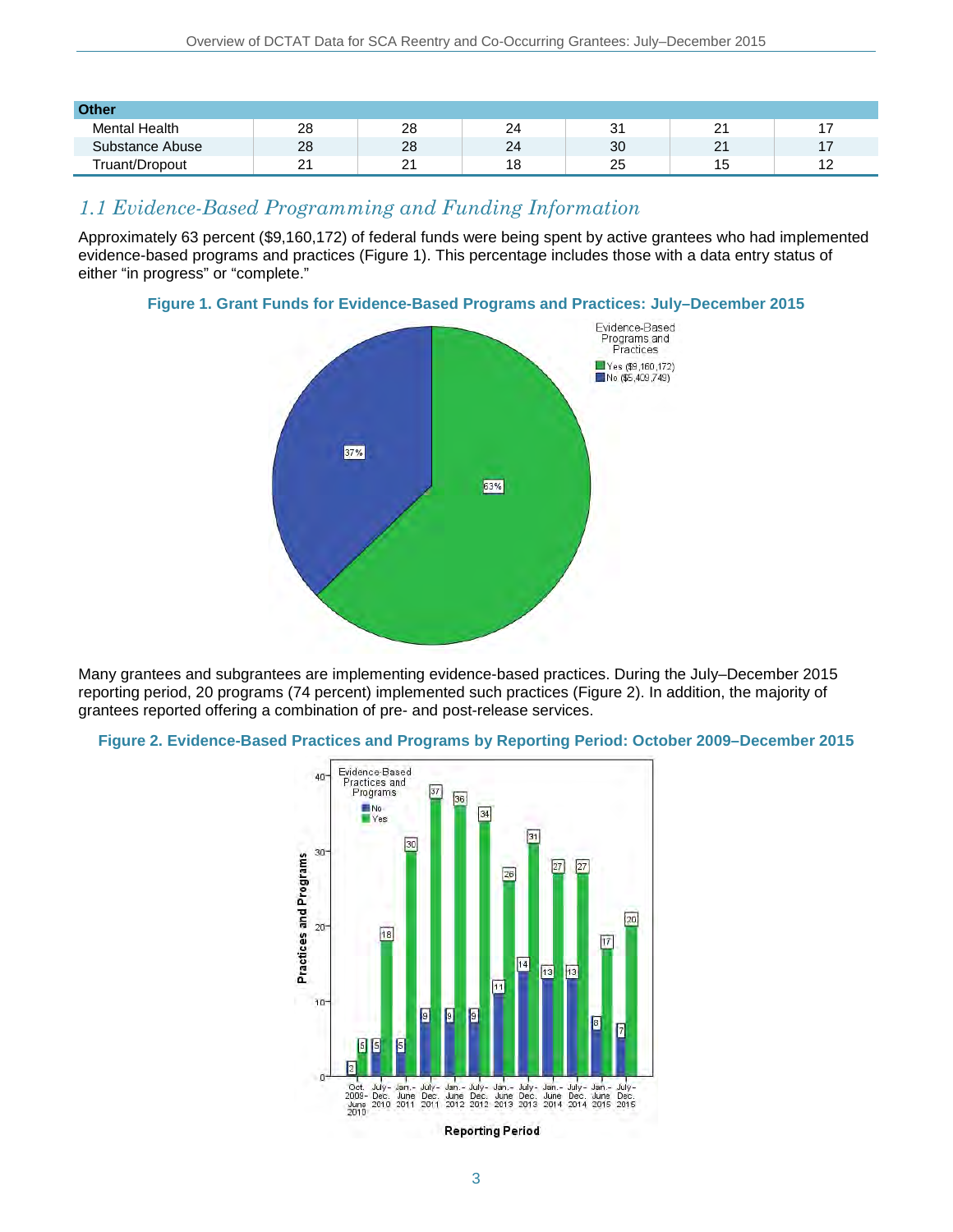| | | | | | | |
|---|---|---|---|---|---|---|
| **Other** | | | | | | |
| Mental Health | 28 | 28 | 24 | 31 | 21 | 17 |
| Substance Abuse | 28 | 28 | 24 | 30 | 21 | 17 |
| Truant/Dropout | 21 | 21 | 18 | 25 | 15 | 12 |

## *1.1 Evidence-Based Programming and Funding Information*

Approximately 63 percent ($9,160,172) of federal funds were being spent by active grantees who had implemented evidence-based programs and practices (Figure 1). This percentage includes those with a data entry status of either “in progress” or “complete.”

**Figure 1. Grant Funds for Evidence-Based Programs and Practices: July–December 2015**

Evidence-Based Programs and Practices
Yes ($9,160,172)
No ($5,409,749)
37%
63%

Many grantees and subgrantees are implementing evidence-based practices. During the July–December 2015 reporting period, 20 programs (74 percent) implemented such practices (Figure 2). In addition, the majority of grantees reported offering a combination of pre- and post-release services.

**Figure 2. Evidence-Based Practices and Programs by Reporting Period: October 2009–December 2015**

Evidence-Based Practices and Programs
No
Yes
Practices and Programs
0
10
20
30
40
2 5 5 18 5 30 9 37 9 36 9 34 11 26 14 31 13 27 13 27 8 17 7 20
Oct. 2009-June 2010
July-Dec. 2010
Jan.-June 2011
July-Dec. 2011
Jan.-June 2012
July-Dec. 2012
Jan.-June 2013
July-Dec. 2013
Jan.-June 2014
July-Dec. 2014
Jan.-June 2015
July-Dec. 2015
Reporting Period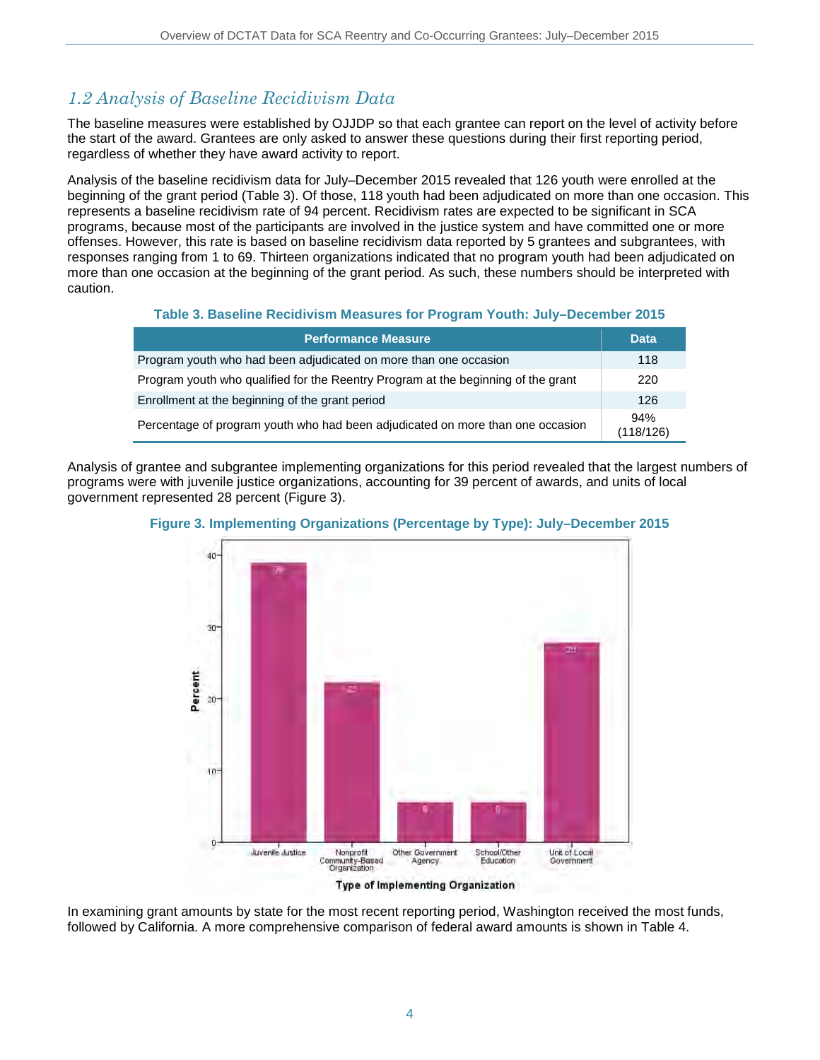## 1.2 Analysis of Baseline Recidivism Data

The baseline measures were established by OJJDP so that each grantee can report on the level of activity before the start of the award. Grantees are only asked to answer these questions during their first reporting period, regardless of whether they have award activity to report.

Analysis of the baseline recidivism data for July–December 2015 revealed that 126 youth were enrolled at the beginning of the grant period (Table 3). Of those, 118 youth had been adjudicated on more than one occasion. This represents a baseline recidivism rate of 94 percent. Recidivism rates are expected to be significant in SCA programs, because most of the participants are involved in the justice system and have committed one or more offenses. However, this rate is based on baseline recidivism data reported by 5 grantees and subgrantees, with responses ranging from 1 to 69. Thirteen organizations indicated that no program youth had been adjudicated on more than one occasion at the beginning of the grant period. As such, these numbers should be interpreted with caution.

**Table 3. Baseline Recidivism Measures for Program Youth: July–December 2015**

| Performance Measure | Data |
|---|---|
| Program youth who had been adjudicated on more than one occasion | 118 |
| Program youth who qualified for the Reentry Program at the beginning of the grant | 220 |
| Enrollment at the beginning of the grant period | 126 |
| Percentage of program youth who had been adjudicated on more than one occasion | 94% (118/126) |

Analysis of grantee and subgrantee implementing organizations for this period revealed that the largest numbers of programs were with juvenile justice organizations, accounting for 39 percent of awards, and units of local government represented 28 percent (Figure 3).

**Figure 3. Implementing Organizations (Percentage by Type): July–December 2015**

Percent

0
10
20
30
40

39
22
6
6
28

Juvenile Justice
Nonprofit Community-Based Organization
Other Government Agency
School/Other Education
Unit of Local Government

Type of Implementing Organization

In examining grant amounts by state for the most recent reporting period, Washington received the most funds, followed by California. A more comprehensive comparison of federal award amounts is shown in Table 4.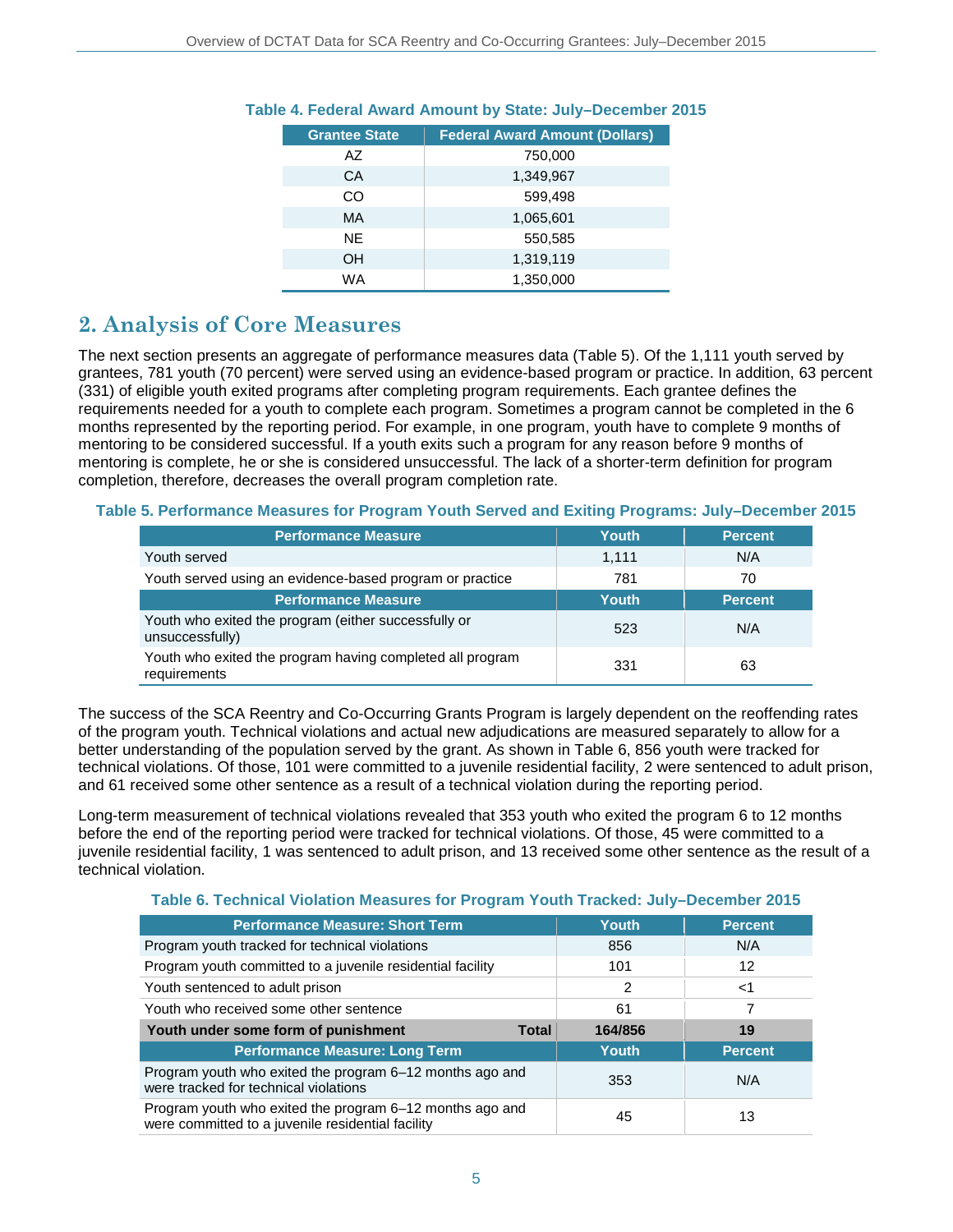**Table 4. Federal Award Amount by State: July–December 2015**

| Grantee State | Federal Award Amount (Dollars) |
|---|---|
| AZ | 750,000 |
| CA | 1,349,967 |
| CO | 599,498 |
| MA | 1,065,601 |
| NE | 550,585 |
| OH | 1,319,119 |
| WA | 1,350,000 |

## 2. Analysis of Core Measures

The next section presents an aggregate of performance measures data (Table 5). Of the 1,111 youth served by grantees, 781 youth (70 percent) were served using an evidence-based program or practice. In addition, 63 percent (331) of eligible youth exited programs after completing program requirements. Each grantee defines the requirements needed for a youth to complete each program. Sometimes a program cannot be completed in the 6 months represented by the reporting period. For example, in one program, youth have to complete 9 months of mentoring to be considered successful. If a youth exits such a program for any reason before 9 months of mentoring is complete, he or she is considered unsuccessful. The lack of a shorter-term definition for program completion, therefore, decreases the overall program completion rate.

**Table 5. Performance Measures for Program Youth Served and Exiting Programs: July–December 2015**

| Performance Measure | Youth | Percent |
|---|---|---|
| Youth served | 1,111 | N/A |
| Youth served using an evidence-based program or practice | 781 | 70 |
| **Performance Measure** | **Youth** | **Percent** |
| Youth who exited the program (either successfully or unsuccessfully) | 523 | N/A |
| Youth who exited the program having completed all program requirements | 331 | 63 |

The success of the SCA Reentry and Co-Occurring Grants Program is largely dependent on the reoffending rates of the program youth. Technical violations and actual new adjudications are measured separately to allow for a better understanding of the population served by the grant. As shown in Table 6, 856 youth were tracked for technical violations. Of those, 101 were committed to a juvenile residential facility, 2 were sentenced to adult prison, and 61 received some other sentence as a result of a technical violation during the reporting period.

Long-term measurement of technical violations revealed that 353 youth who exited the program 6 to 12 months before the end of the reporting period were tracked for technical violations. Of those, 45 were committed to a juvenile residential facility, 1 was sentenced to adult prison, and 13 received some other sentence as the result of a technical violation.

**Table 6. Technical Violation Measures for Program Youth Tracked: July–December 2015**

| Performance Measure: Short Term | Youth | Percent |
|---|---|---|
| Program youth tracked for technical violations | 856 | N/A |
| Program youth committed to a juvenile residential facility | 101 | 12 |
| Youth sentenced to adult prison | 2 | <1 |
| Youth who received some other sentence | 61 | 7 |
| **Youth under some form of punishment Total** | **164/856** | **19** |
| **Performance Measure: Long Term** | **Youth** | **Percent** |
| Program youth who exited the program 6–12 months ago and were tracked for technical violations | 353 | N/A |
| Program youth who exited the program 6–12 months ago and were committed to a juvenile residential facility | 45 | 13 |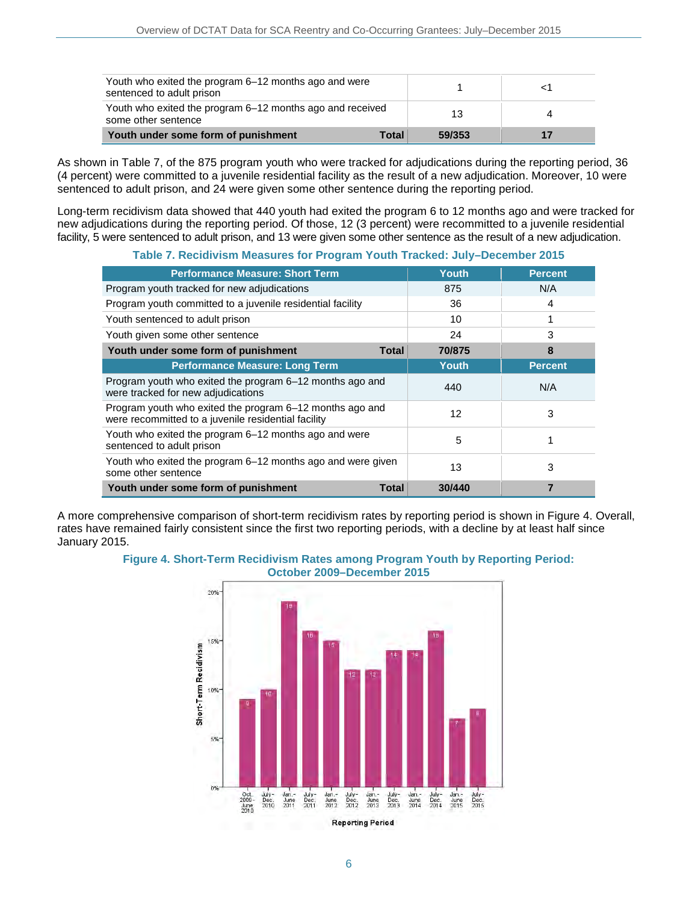| | | |
|---|---|---|
| Youth who exited the program 6–12 months ago and were sentenced to adult prison | 1 | <1 |
| Youth who exited the program 6–12 months ago and received some other sentence | 13 | 4 |
| **Youth under some form of punishment** **Total** | **59/353** | **17** |

As shown in Table 7, of the 875 program youth who were tracked for adjudications during the reporting period, 36 (4 percent) were committed to a juvenile residential facility as the result of a new adjudication. Moreover, 10 were sentenced to adult prison, and 24 were given some other sentence during the reporting period.

Long-term recidivism data showed that 440 youth had exited the program 6 to 12 months ago and were tracked for new adjudications during the reporting period. Of those, 12 (3 percent) were recommitted to a juvenile residential facility, 5 were sentenced to adult prison, and 13 were given some other sentence as the result of a new adjudication.

**Table 7. Recidivism Measures for Program Youth Tracked: July–December 2015**

| Performance Measure: Short Term | Youth | Percent |
|---|---|---|
| Program youth tracked for new adjudications | 875 | N/A |
| Program youth committed to a juvenile residential facility | 36 | 4 |
| Youth sentenced to adult prison | 10 | 1 |
| Youth given some other sentence | 24 | 3 |
| **Youth under some form of punishment** **Total** | **70/875** | **8** |
| **Performance Measure: Long Term** | **Youth** | **Percent** |
| Program youth who exited the program 6–12 months ago and were tracked for new adjudications | 440 | N/A |
| Program youth who exited the program 6–12 months ago and were recommitted to a juvenile residential facility | 12 | 3 |
| Youth who exited the program 6–12 months ago and were sentenced to adult prison | 5 | 1 |
| Youth who exited the program 6–12 months ago and were given some other sentence | 13 | 3 |
| **Youth under some form of punishment** **Total** | **30/440** | **7** |

A more comprehensive comparison of short-term recidivism rates by reporting period is shown in Figure 4. Overall, rates have remained fairly consistent since the first two reporting periods, with a decline by at least half since January 2015.

**Figure 4. Short-Term Recidivism Rates among Program Youth by Reporting Period: October 2009–December 2015**

Short-Term Recidivism

20%
15%
10%
5%
0%

9
10
19
16
15
12
12
14
14
16
7
8

Oct. 2009 - June 2010
July - Dec. 2010
Jan. - June 2011
July - Dec. 2011
Jan. - June 2012
July - Dec. 2012
Jan. - June 2013
July - Dec. 2013
Jan. - June 2014
July - Dec. 2014
Jan. - June 2015
July - Dec. 2015

Reporting Period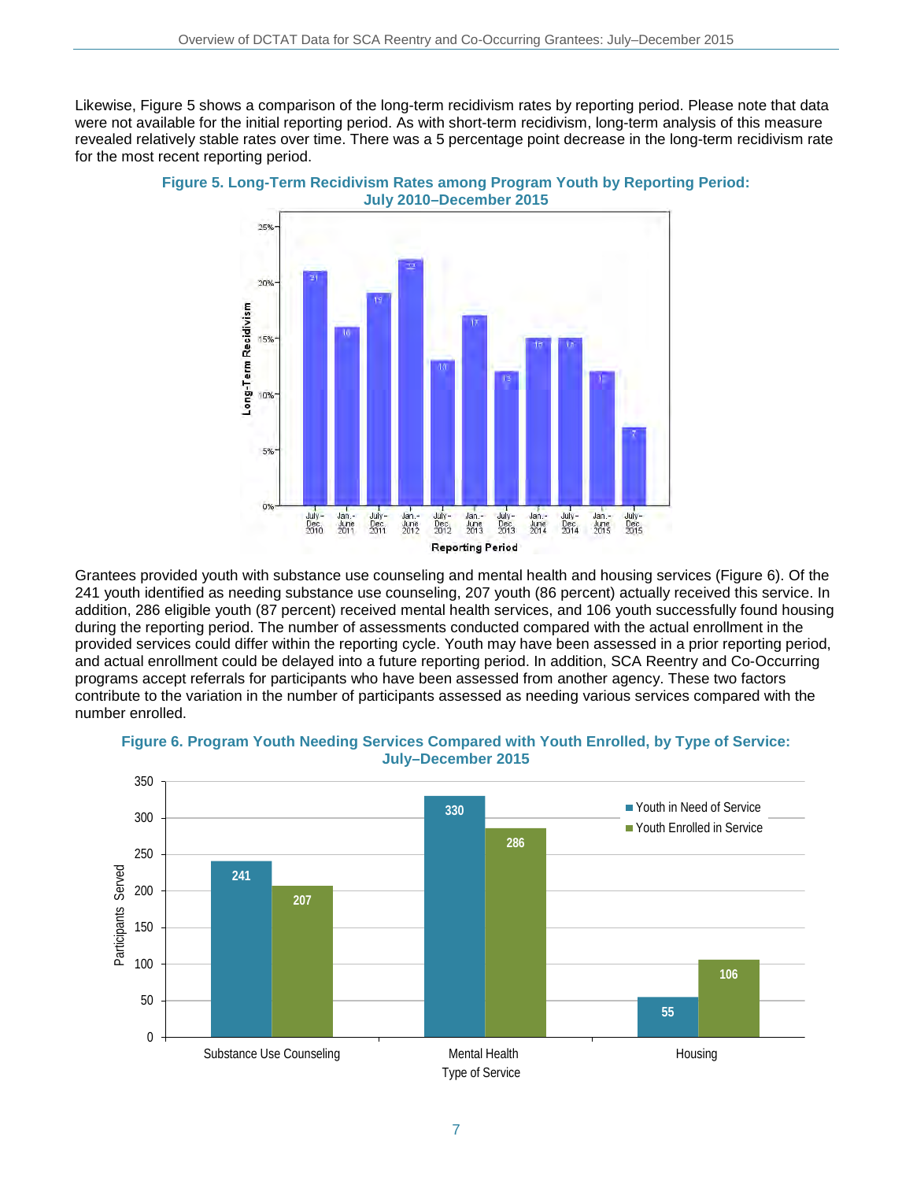Likewise, Figure 5 shows a comparison of the long-term recidivism rates by reporting period. Please note that data were not available for the initial reporting period. As with short-term recidivism, long-term analysis of this measure revealed relatively stable rates over time. There was a 5 percentage point decrease in the long-term recidivism rate for the most recent reporting period.

**Figure 5. Long-Term Recidivism Rates among Program Youth by Reporting Period: July 2010–December 2015**

Long-Term Recidivism

25%
20%
15%
10%
5%
0%

21
16
19
22
13
17
12
15
15
12
7

July–Dec. 2010
Jan.–June 2011
July–Dec. 2011
Jan.–June 2012
July–Dec. 2012
Jan.–June 2013
July–Dec. 2013
Jan.–June 2014
July–Dec. 2014
Jan.–June 2015
July–Dec. 2015

Reporting Period

Grantees provided youth with substance use counseling and mental health and housing services (Figure 6). Of the 241 youth identified as needing substance use counseling, 207 youth (86 percent) actually received this service. In addition, 286 eligible youth (87 percent) received mental health services, and 106 youth successfully found housing during the reporting period. The number of assessments conducted compared with the actual enrollment in the provided services could differ within the reporting cycle. Youth may have been assessed in a prior reporting period, and actual enrollment could be delayed into a future reporting period. In addition, SCA Reentry and Co-Occurring programs accept referrals for participants who have been assessed from another agency. These two factors contribute to the variation in the number of participants assessed as needing various services compared with the number enrolled.

**Figure 6. Program Youth Needing Services Compared with Youth Enrolled, by Type of Service: July–December 2015**

Participants Served

350
300
250
200
150
100
50
0

Youth in Need of Service
Youth Enrolled in Service

Substance Use Counseling: 241, 207
Mental Health: 330, 286
Housing: 55, 106

Type of Service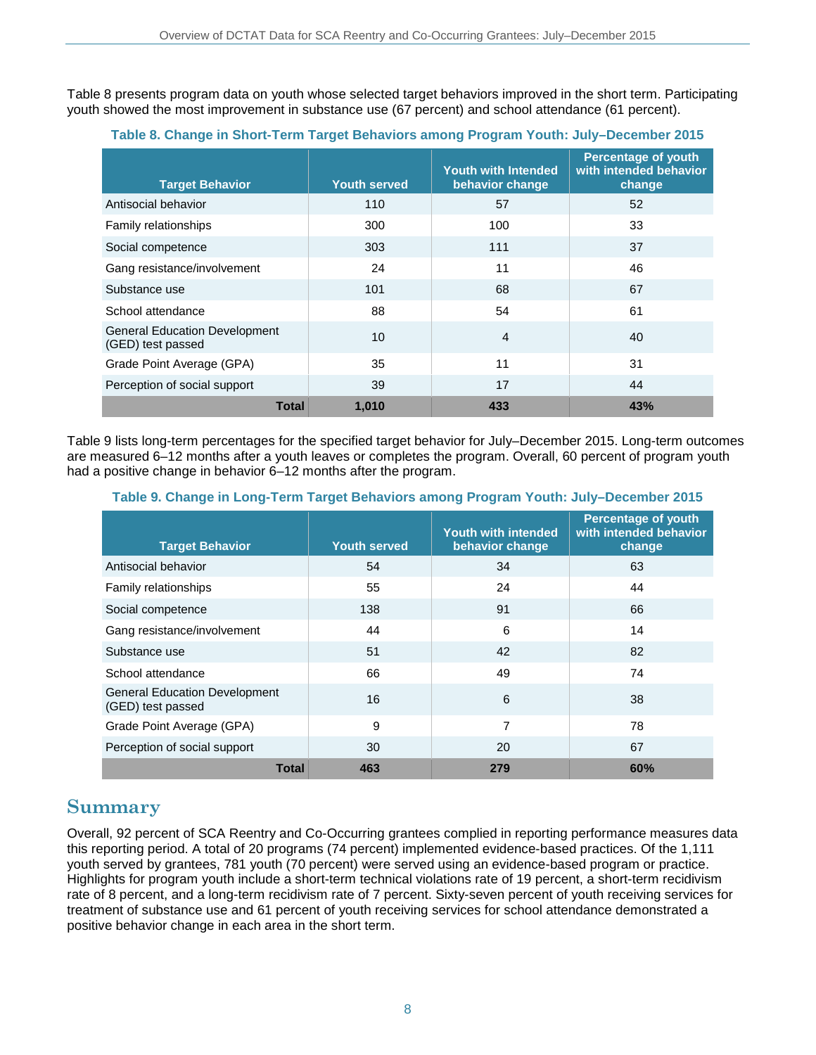Table 8 presents program data on youth whose selected target behaviors improved in the short term. Participating youth showed the most improvement in substance use (67 percent) and school attendance (61 percent).

**Table 8. Change in Short-Term Target Behaviors among Program Youth: July–December 2015**

| Target Behavior | Youth served | Youth with Intended behavior change | Percentage of youth with intended behavior change |
|---|---|---|---|
| Antisocial behavior | 110 | 57 | 52 |
| Family relationships | 300 | 100 | 33 |
| Social competence | 303 | 111 | 37 |
| Gang resistance/involvement | 24 | 11 | 46 |
| Substance use | 101 | 68 | 67 |
| School attendance | 88 | 54 | 61 |
| General Education Development (GED) test passed | 10 | 4 | 40 |
| Grade Point Average (GPA) | 35 | 11 | 31 |
| Perception of social support | 39 | 17 | 44 |
| **Total** | **1,010** | **433** | **43%** |

Table 9 lists long-term percentages for the specified target behavior for July–December 2015. Long-term outcomes are measured 6–12 months after a youth leaves or completes the program. Overall, 60 percent of program youth had a positive change in behavior 6–12 months after the program.

**Table 9. Change in Long-Term Target Behaviors among Program Youth: July–December 2015**

| Target Behavior | Youth served | Youth with intended behavior change | Percentage of youth with intended behavior change |
|---|---|---|---|
| Antisocial behavior | 54 | 34 | 63 |
| Family relationships | 55 | 24 | 44 |
| Social competence | 138 | 91 | 66 |
| Gang resistance/involvement | 44 | 6 | 14 |
| Substance use | 51 | 42 | 82 |
| School attendance | 66 | 49 | 74 |
| General Education Development (GED) test passed | 16 | 6 | 38 |
| Grade Point Average (GPA) | 9 | 7 | 78 |
| Perception of social support | 30 | 20 | 67 |
| **Total** | **463** | **279** | **60%** |

## Summary

Overall, 92 percent of SCA Reentry and Co-Occurring grantees complied in reporting performance measures data this reporting period. A total of 20 programs (74 percent) implemented evidence-based practices. Of the 1,111 youth served by grantees, 781 youth (70 percent) were served using an evidence-based program or practice. Highlights for program youth include a short-term technical violations rate of 19 percent, a short-term recidivism rate of 8 percent, and a long-term recidivism rate of 7 percent. Sixty-seven percent of youth receiving services for treatment of substance use and 61 percent of youth receiving services for school attendance demonstrated a positive behavior change in each area in the short term.